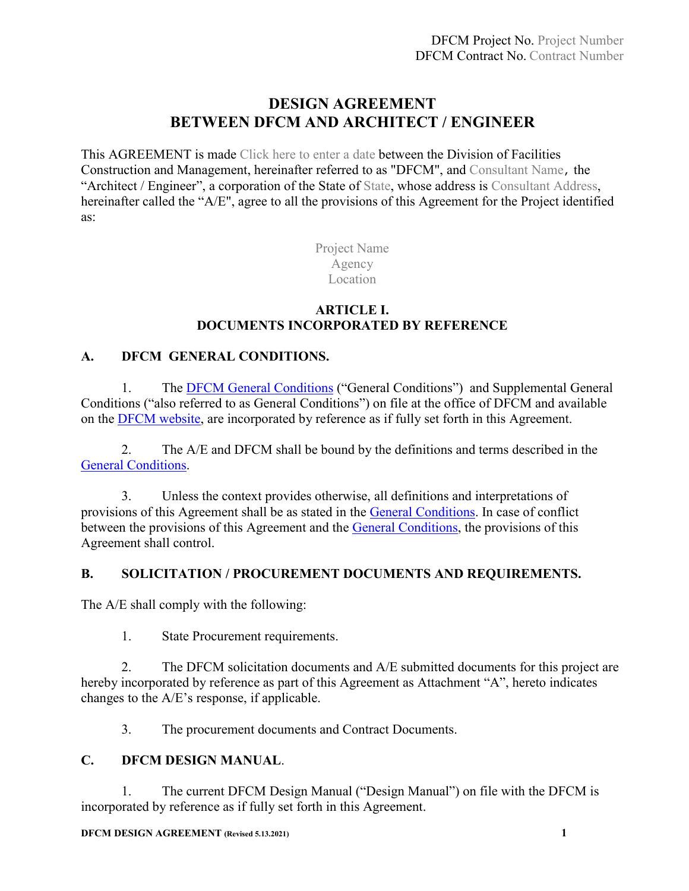DFCM Project No. Project Number
DFCM Contract No. Contract Number

# DESIGN AGREEMENT
# BETWEEN DFCM AND ARCHITECT / ENGINEER

This AGREEMENT is made Click here to enter a date between the Division of Facilities Construction and Management, hereinafter referred to as "DFCM", and Consultant Name, the "Architect / Engineer", a corporation of the State of State, whose address is Consultant Address, hereinafter called the "A/E", agree to all the provisions of this Agreement for the Project identified as:

Project Name
Agency
Location

## ARTICLE I.
## DOCUMENTS INCORPORATED BY REFERENCE

### A. DFCM GENERAL CONDITIONS.

1. The DFCM General Conditions ("General Conditions") and Supplemental General Conditions ("also referred to as General Conditions") on file at the office of DFCM and available on the DFCM website, are incorporated by reference as if fully set forth in this Agreement.

2. The A/E and DFCM shall be bound by the definitions and terms described in the General Conditions.

3. Unless the context provides otherwise, all definitions and interpretations of provisions of this Agreement shall be as stated in the General Conditions. In case of conflict between the provisions of this Agreement and the General Conditions, the provisions of this Agreement shall control.

### B. SOLICITATION / PROCUREMENT DOCUMENTS AND REQUIREMENTS.

The A/E shall comply with the following:

1. State Procurement requirements.

2. The DFCM solicitation documents and A/E submitted documents for this project are hereby incorporated by reference as part of this Agreement as Attachment "A", hereto indicates changes to the A/E's response, if applicable.

3. The procurement documents and Contract Documents.

### C. DFCM DESIGN MANUAL.

1. The current DFCM Design Manual ("Design Manual") on file with the DFCM is incorporated by reference as if fully set forth in this Agreement.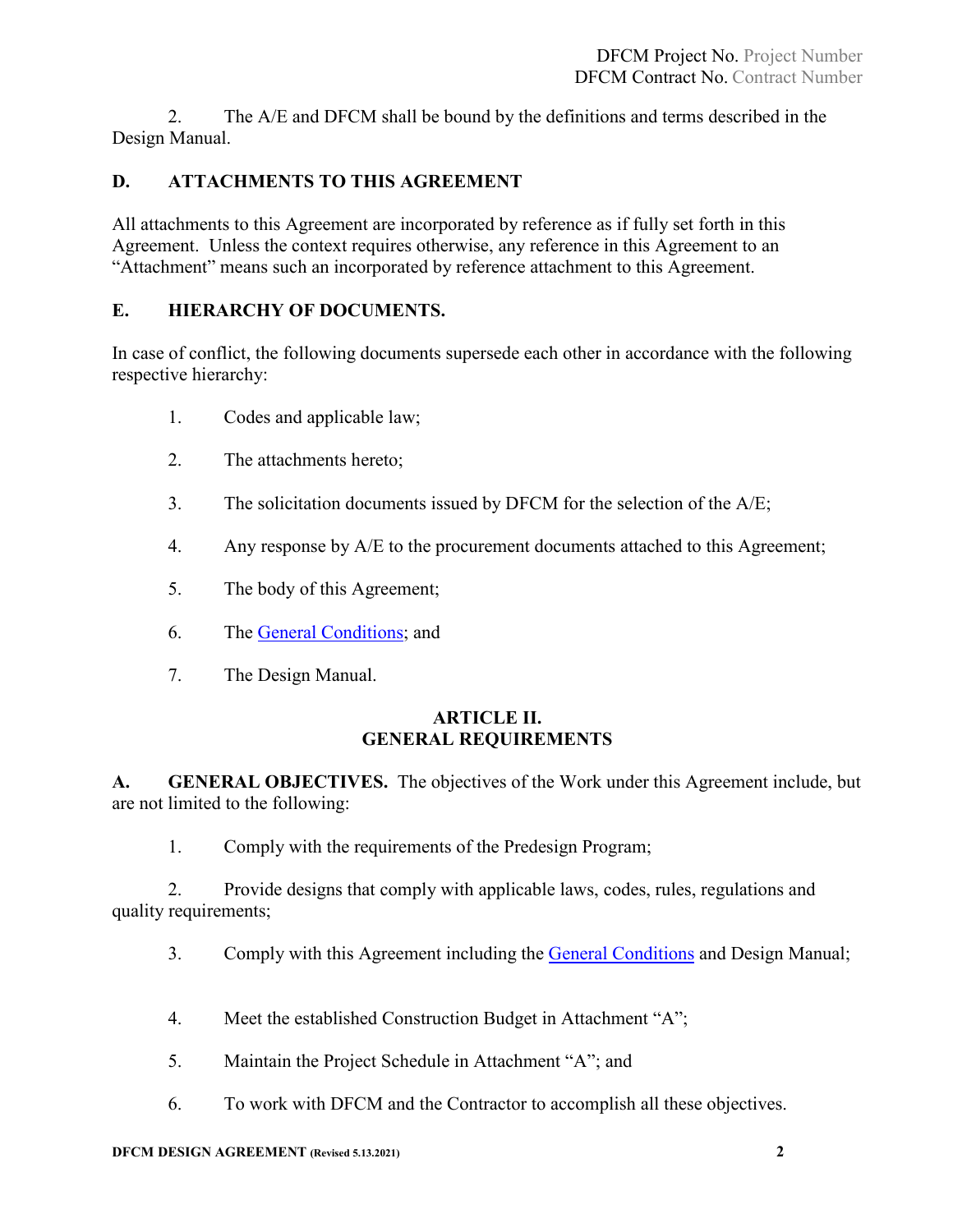2. The A/E and DFCM shall be bound by the definitions and terms described in the Design Manual.

## D. ATTACHMENTS TO THIS AGREEMENT

All attachments to this Agreement are incorporated by reference as if fully set forth in this Agreement. Unless the context requires otherwise, any reference in this Agreement to an "Attachment" means such an incorporated by reference attachment to this Agreement.

## E. HIERARCHY OF DOCUMENTS.

In case of conflict, the following documents supersede each other in accordance with the following respective hierarchy:

1. Codes and applicable law;
2. The attachments hereto;
3. The solicitation documents issued by DFCM for the selection of the A/E;
4. Any response by A/E to the procurement documents attached to this Agreement;
5. The body of this Agreement;
6. The General Conditions; and
7. The Design Manual.

# ARTICLE II. GENERAL REQUIREMENTS

**A. GENERAL OBJECTIVES.** The objectives of the Work under this Agreement include, but are not limited to the following:

1. Comply with the requirements of the Predesign Program;
2. Provide designs that comply with applicable laws, codes, rules, regulations and quality requirements;
3. Comply with this Agreement including the General Conditions and Design Manual;
4. Meet the established Construction Budget in Attachment "A";
5. Maintain the Project Schedule in Attachment "A"; and
6. To work with DFCM and the Contractor to accomplish all these objectives.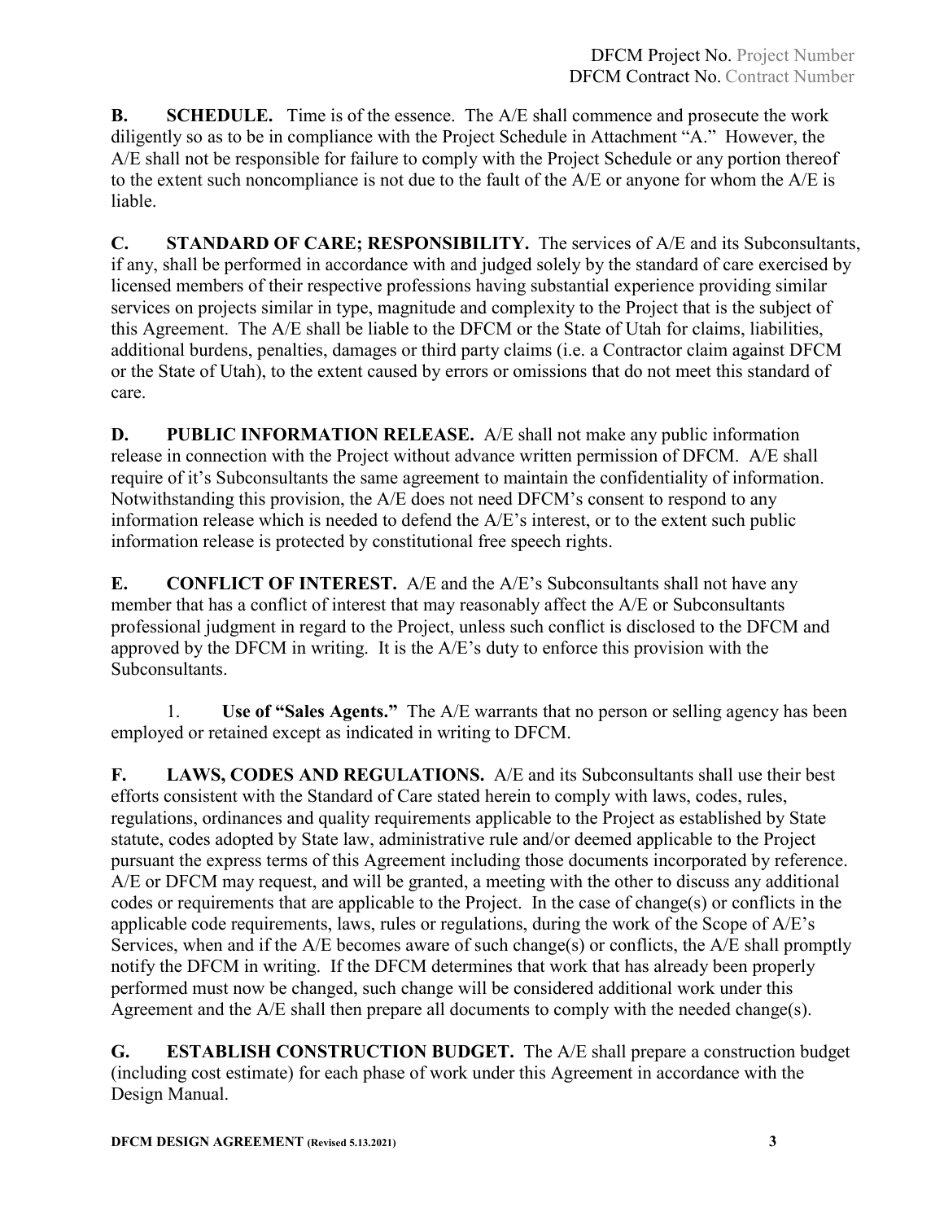**B. SCHEDULE.** Time is of the essence. The A/E shall commence and prosecute the work diligently so as to be in compliance with the Project Schedule in Attachment "A." However, the A/E shall not be responsible for failure to comply with the Project Schedule or any portion thereof to the extent such noncompliance is not due to the fault of the A/E or anyone for whom the A/E is liable.

**C. STANDARD OF CARE; RESPONSIBILITY.** The services of A/E and its Subconsultants, if any, shall be performed in accordance with and judged solely by the standard of care exercised by licensed members of their respective professions having substantial experience providing similar services on projects similar in type, magnitude and complexity to the Project that is the subject of this Agreement. The A/E shall be liable to the DFCM or the State of Utah for claims, liabilities, additional burdens, penalties, damages or third party claims (i.e. a Contractor claim against DFCM or the State of Utah), to the extent caused by errors or omissions that do not meet this standard of care.

**D. PUBLIC INFORMATION RELEASE.** A/E shall not make any public information release in connection with the Project without advance written permission of DFCM. A/E shall require of it's Subconsultants the same agreement to maintain the confidentiality of information. Notwithstanding this provision, the A/E does not need DFCM's consent to respond to any information release which is needed to defend the A/E's interest, or to the extent such public information release is protected by constitutional free speech rights.

**E. CONFLICT OF INTEREST.** A/E and the A/E's Subconsultants shall not have any member that has a conflict of interest that may reasonably affect the A/E or Subconsultants professional judgment in regard to the Project, unless such conflict is disclosed to the DFCM and approved by the DFCM in writing. It is the A/E's duty to enforce this provision with the Subconsultants.

1. **Use of "Sales Agents."** The A/E warrants that no person or selling agency has been employed or retained except as indicated in writing to DFCM.

**F. LAWS, CODES AND REGULATIONS.** A/E and its Subconsultants shall use their best efforts consistent with the Standard of Care stated herein to comply with laws, codes, rules, regulations, ordinances and quality requirements applicable to the Project as established by State statute, codes adopted by State law, administrative rule and/or deemed applicable to the Project pursuant the express terms of this Agreement including those documents incorporated by reference. A/E or DFCM may request, and will be granted, a meeting with the other to discuss any additional codes or requirements that are applicable to the Project. In the case of change(s) or conflicts in the applicable code requirements, laws, rules or regulations, during the work of the Scope of A/E's Services, when and if the A/E becomes aware of such change(s) or conflicts, the A/E shall promptly notify the DFCM in writing. If the DFCM determines that work that has already been properly performed must now be changed, such change will be considered additional work under this Agreement and the A/E shall then prepare all documents to comply with the needed change(s).

**G. ESTABLISH CONSTRUCTION BUDGET.** The A/E shall prepare a construction budget (including cost estimate) for each phase of work under this Agreement in accordance with the Design Manual.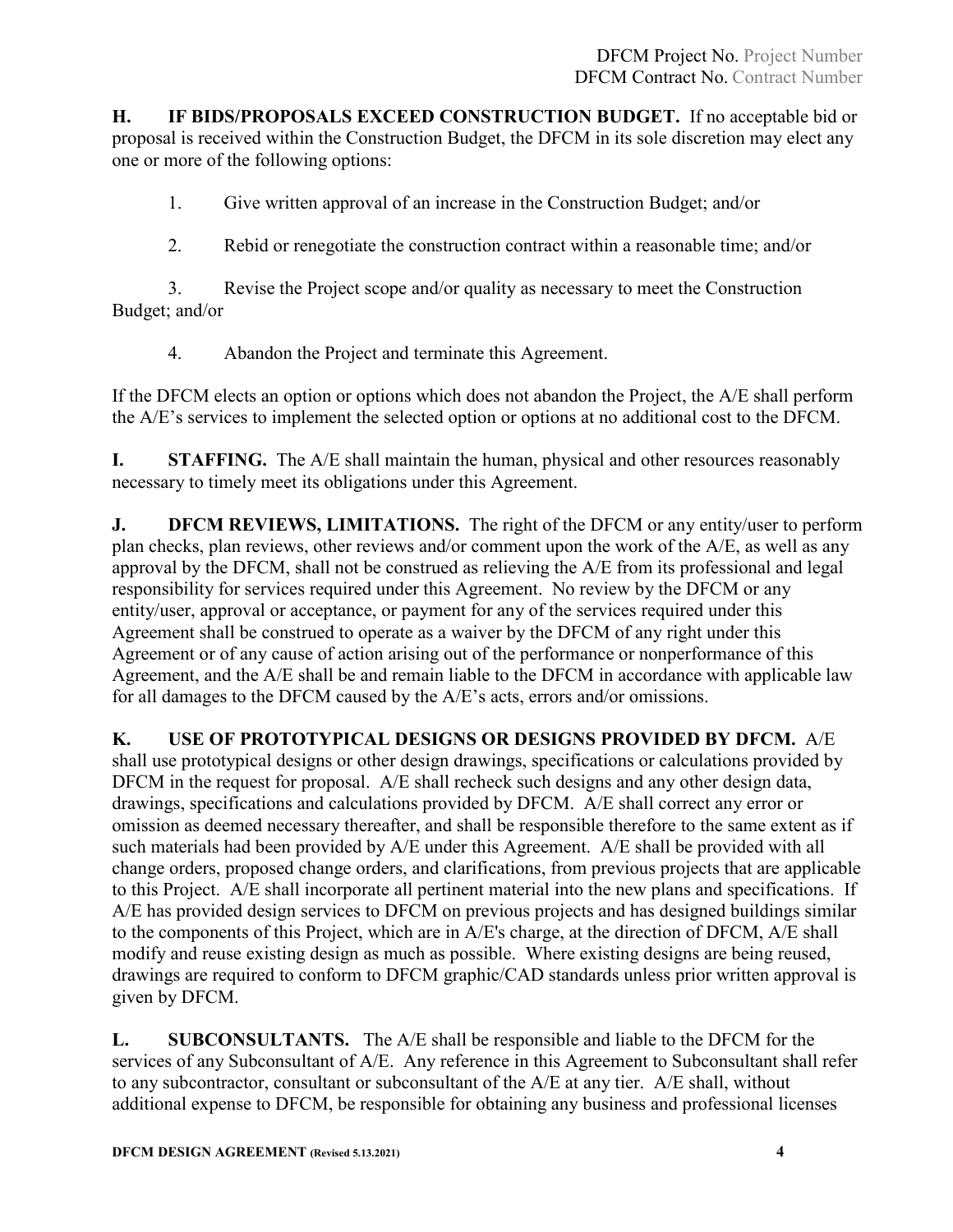**H. IF BIDS/PROPOSALS EXCEED CONSTRUCTION BUDGET.** If no acceptable bid or proposal is received within the Construction Budget, the DFCM in its sole discretion may elect any one or more of the following options:

1. Give written approval of an increase in the Construction Budget; and/or
2. Rebid or renegotiate the construction contract within a reasonable time; and/or
3. Revise the Project scope and/or quality as necessary to meet the Construction Budget; and/or
4. Abandon the Project and terminate this Agreement.

If the DFCM elects an option or options which does not abandon the Project, the A/E shall perform the A/E's services to implement the selected option or options at no additional cost to the DFCM.

**I. STAFFING.** The A/E shall maintain the human, physical and other resources reasonably necessary to timely meet its obligations under this Agreement.

**J. DFCM REVIEWS, LIMITATIONS.** The right of the DFCM or any entity/user to perform plan checks, plan reviews, other reviews and/or comment upon the work of the A/E, as well as any approval by the DFCM, shall not be construed as relieving the A/E from its professional and legal responsibility for services required under this Agreement. No review by the DFCM or any entity/user, approval or acceptance, or payment for any of the services required under this Agreement shall be construed to operate as a waiver by the DFCM of any right under this Agreement or of any cause of action arising out of the performance or nonperformance of this Agreement, and the A/E shall be and remain liable to the DFCM in accordance with applicable law for all damages to the DFCM caused by the A/E's acts, errors and/or omissions.

**K. USE OF PROTOTYPICAL DESIGNS OR DESIGNS PROVIDED BY DFCM.** A/E shall use prototypical designs or other design drawings, specifications or calculations provided by DFCM in the request for proposal. A/E shall recheck such designs and any other design data, drawings, specifications and calculations provided by DFCM. A/E shall correct any error or omission as deemed necessary thereafter, and shall be responsible therefore to the same extent as if such materials had been provided by A/E under this Agreement. A/E shall be provided with all change orders, proposed change orders, and clarifications, from previous projects that are applicable to this Project. A/E shall incorporate all pertinent material into the new plans and specifications. If A/E has provided design services to DFCM on previous projects and has designed buildings similar to the components of this Project, which are in A/E's charge, at the direction of DFCM, A/E shall modify and reuse existing design as much as possible. Where existing designs are being reused, drawings are required to conform to DFCM graphic/CAD standards unless prior written approval is given by DFCM.

**L. SUBCONSULTANTS.** The A/E shall be responsible and liable to the DFCM for the services of any Subconsultant of A/E. Any reference in this Agreement to Subconsultant shall refer to any subcontractor, consultant or subconsultant of the A/E at any tier. A/E shall, without additional expense to DFCM, be responsible for obtaining any business and professional licenses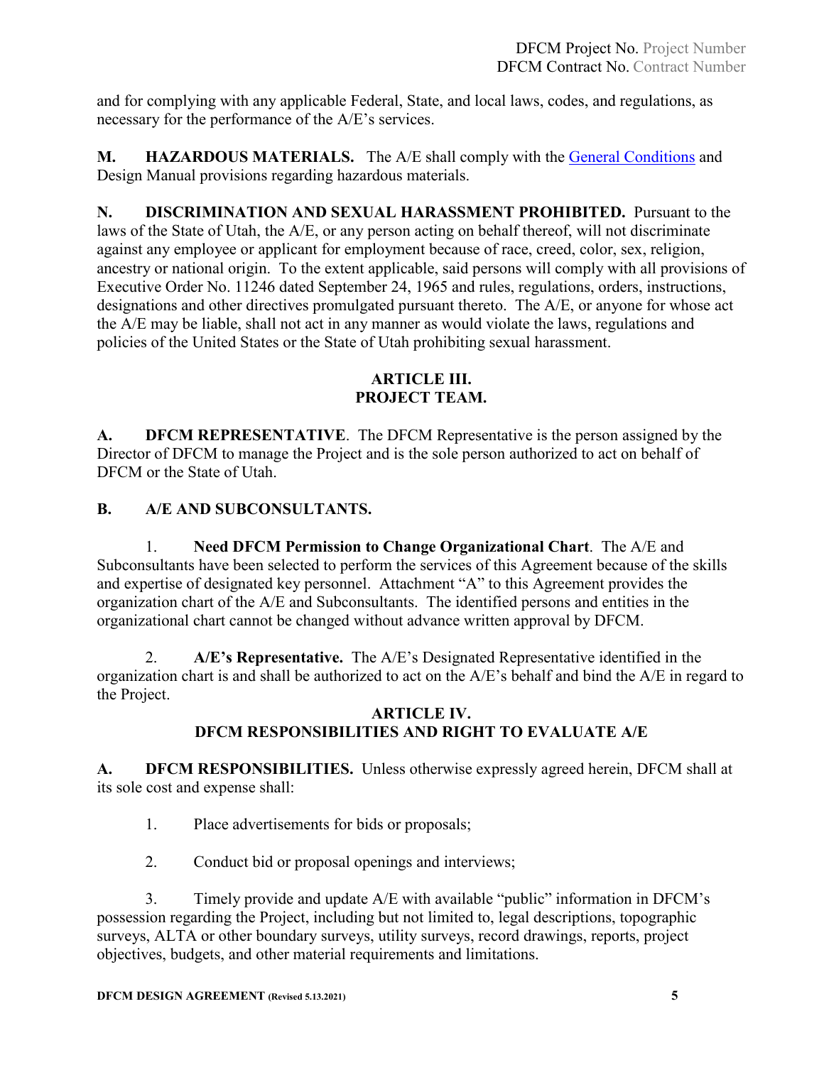and for complying with any applicable Federal, State, and local laws, codes, and regulations, as necessary for the performance of the A/E's services.

**M. HAZARDOUS MATERIALS.** The A/E shall comply with the [General Conditions] and Design Manual provisions regarding hazardous materials.

**N. DISCRIMINATION AND SEXUAL HARASSMENT PROHIBITED.** Pursuant to the laws of the State of Utah, the A/E, or any person acting on behalf thereof, will not discriminate against any employee or applicant for employment because of race, creed, color, sex, religion, ancestry or national origin. To the extent applicable, said persons will comply with all provisions of Executive Order No. 11246 dated September 24, 1965 and rules, regulations, orders, instructions, designations and other directives promulgated pursuant thereto. The A/E, or anyone for whose act the A/E may be liable, shall not act in any manner as would violate the laws, regulations and policies of the United States or the State of Utah prohibiting sexual harassment.

## ARTICLE III.
## PROJECT TEAM.

**A. DFCM REPRESENTATIVE**. The DFCM Representative is the person assigned by the Director of DFCM to manage the Project and is the sole person authorized to act on behalf of DFCM or the State of Utah.

**B. A/E AND SUBCONSULTANTS.**

1. **Need DFCM Permission to Change Organizational Chart**. The A/E and Subconsultants have been selected to perform the services of this Agreement because of the skills and expertise of designated key personnel. Attachment "A" to this Agreement provides the organization chart of the A/E and Subconsultants. The identified persons and entities in the organizational chart cannot be changed without advance written approval by DFCM.

2. **A/E's Representative.** The A/E's Designated Representative identified in the organization chart is and shall be authorized to act on the A/E's behalf and bind the A/E in regard to the Project.

## ARTICLE IV.
## DFCM RESPONSIBILITIES AND RIGHT TO EVALUATE A/E

**A. DFCM RESPONSIBILITIES.** Unless otherwise expressly agreed herein, DFCM shall at its sole cost and expense shall:

1. Place advertisements for bids or proposals;

2. Conduct bid or proposal openings and interviews;

3. Timely provide and update A/E with available "public" information in DFCM's possession regarding the Project, including but not limited to, legal descriptions, topographic surveys, ALTA or other boundary surveys, utility surveys, record drawings, reports, project objectives, budgets, and other material requirements and limitations.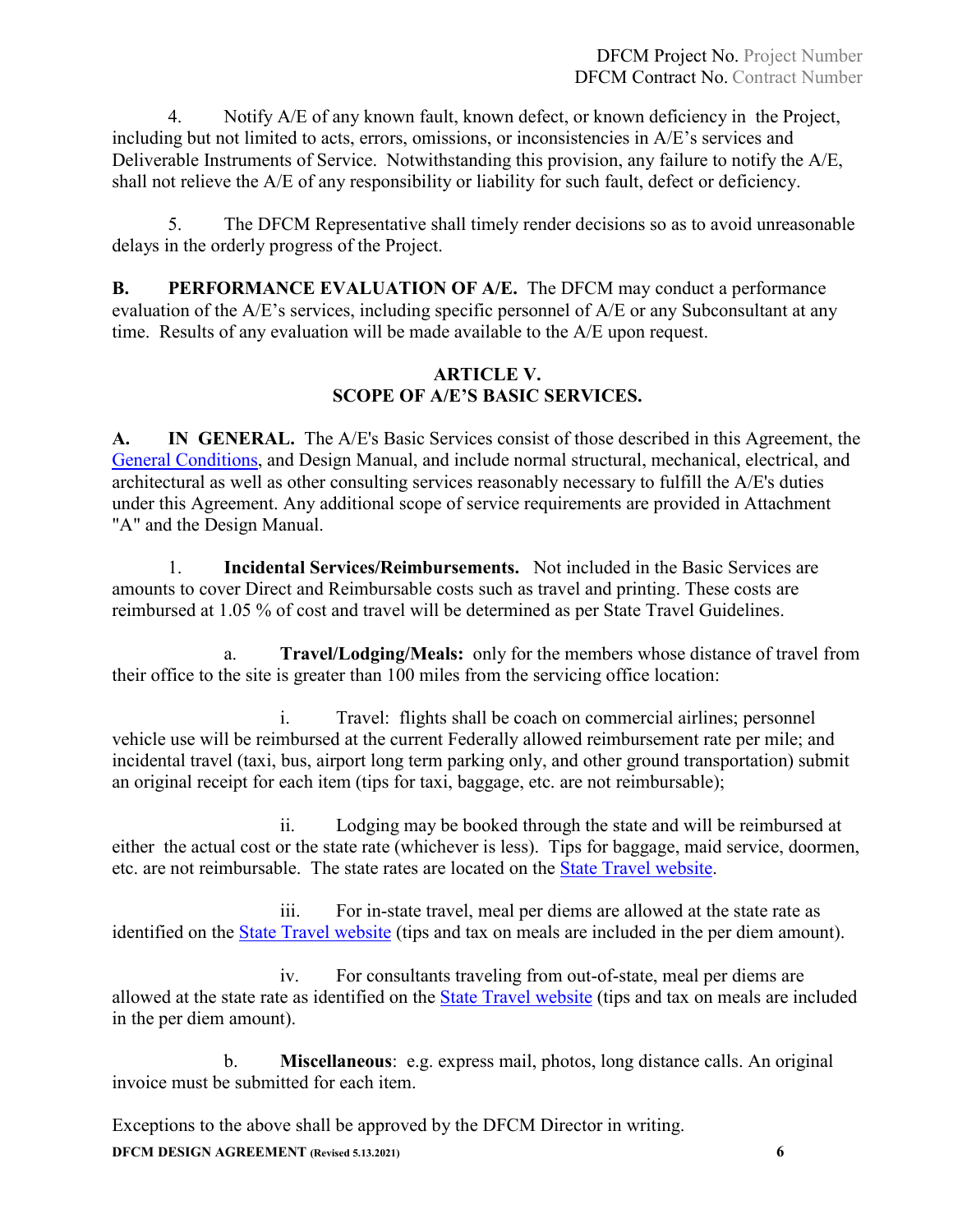4. Notify A/E of any known fault, known defect, or known deficiency in the Project, including but not limited to acts, errors, omissions, or inconsistencies in A/E's services and Deliverable Instruments of Service. Notwithstanding this provision, any failure to notify the A/E, shall not relieve the A/E of any responsibility or liability for such fault, defect or deficiency.

5. The DFCM Representative shall timely render decisions so as to avoid unreasonable delays in the orderly progress of the Project.

**B. PERFORMANCE EVALUATION OF A/E.** The DFCM may conduct a performance evaluation of the A/E's services, including specific personnel of A/E or any Subconsultant at any time. Results of any evaluation will be made available to the A/E upon request.

## ARTICLE V.
## SCOPE OF A/E'S BASIC SERVICES.

**A. IN GENERAL.** The A/E's Basic Services consist of those described in this Agreement, the General Conditions, and Design Manual, and include normal structural, mechanical, electrical, and architectural as well as other consulting services reasonably necessary to fulfill the A/E's duties under this Agreement. Any additional scope of service requirements are provided in Attachment "A" and the Design Manual.

1. **Incidental Services/Reimbursements.** Not included in the Basic Services are amounts to cover Direct and Reimbursable costs such as travel and printing. These costs are reimbursed at 1.05 % of cost and travel will be determined as per State Travel Guidelines.

a. **Travel/Lodging/Meals:** only for the members whose distance of travel from their office to the site is greater than 100 miles from the servicing office location:

i. Travel: flights shall be coach on commercial airlines; personnel vehicle use will be reimbursed at the current Federally allowed reimbursement rate per mile; and incidental travel (taxi, bus, airport long term parking only, and other ground transportation) submit an original receipt for each item (tips for taxi, baggage, etc. are not reimbursable);

ii. Lodging may be booked through the state and will be reimbursed at either the actual cost or the state rate (whichever is less). Tips for baggage, maid service, doormen, etc. are not reimbursable. The state rates are located on the State Travel website.

iii. For in-state travel, meal per diems are allowed at the state rate as identified on the State Travel website (tips and tax on meals are included in the per diem amount).

iv. For consultants traveling from out-of-state, meal per diems are allowed at the state rate as identified on the State Travel website (tips and tax on meals are included in the per diem amount).

b. **Miscellaneous**: e.g. express mail, photos, long distance calls. An original invoice must be submitted for each item.

Exceptions to the above shall be approved by the DFCM Director in writing.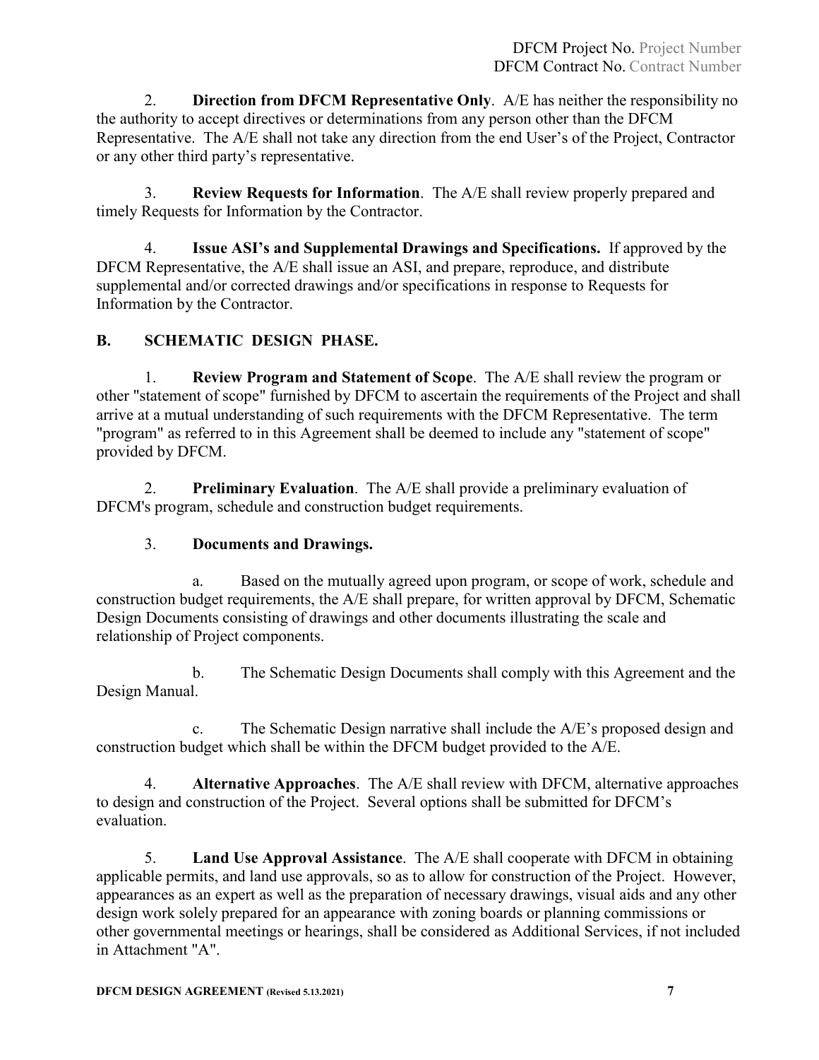2. **Direction from DFCM Representative Only**. A/E has neither the responsibility no the authority to accept directives or determinations from any person other than the DFCM Representative. The A/E shall not take any direction from the end User's of the Project, Contractor or any other third party's representative.

3. **Review Requests for Information**. The A/E shall review properly prepared and timely Requests for Information by the Contractor.

4. **Issue ASI's and Supplemental Drawings and Specifications.** If approved by the DFCM Representative, the A/E shall issue an ASI, and prepare, reproduce, and distribute supplemental and/or corrected drawings and/or specifications in response to Requests for Information by the Contractor.

## B. SCHEMATIC DESIGN PHASE.

1. **Review Program and Statement of Scope**. The A/E shall review the program or other "statement of scope" furnished by DFCM to ascertain the requirements of the Project and shall arrive at a mutual understanding of such requirements with the DFCM Representative. The term "program" as referred to in this Agreement shall be deemed to include any "statement of scope" provided by DFCM.

2. **Preliminary Evaluation**. The A/E shall provide a preliminary evaluation of DFCM's program, schedule and construction budget requirements.

3. **Documents and Drawings.**

a. Based on the mutually agreed upon program, or scope of work, schedule and construction budget requirements, the A/E shall prepare, for written approval by DFCM, Schematic Design Documents consisting of drawings and other documents illustrating the scale and relationship of Project components.

b. The Schematic Design Documents shall comply with this Agreement and the Design Manual.

c. The Schematic Design narrative shall include the A/E's proposed design and construction budget which shall be within the DFCM budget provided to the A/E.

4. **Alternative Approaches**. The A/E shall review with DFCM, alternative approaches to design and construction of the Project. Several options shall be submitted for DFCM's evaluation.

5. **Land Use Approval Assistance**. The A/E shall cooperate with DFCM in obtaining applicable permits, and land use approvals, so as to allow for construction of the Project. However, appearances as an expert as well as the preparation of necessary drawings, visual aids and any other design work solely prepared for an appearance with zoning boards or planning commissions or other governmental meetings or hearings, shall be considered as Additional Services, if not included in Attachment "A".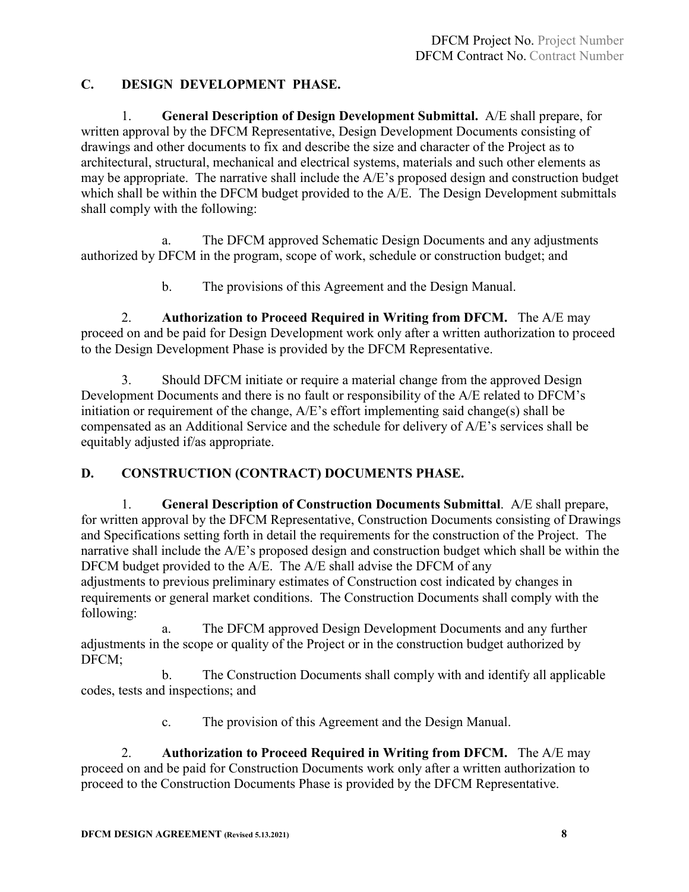## C. DESIGN DEVELOPMENT PHASE.

1. **General Description of Design Development Submittal.** A/E shall prepare, for written approval by the DFCM Representative, Design Development Documents consisting of drawings and other documents to fix and describe the size and character of the Project as to architectural, structural, mechanical and electrical systems, materials and such other elements as may be appropriate. The narrative shall include the A/E's proposed design and construction budget which shall be within the DFCM budget provided to the A/E. The Design Development submittals shall comply with the following:

   a. The DFCM approved Schematic Design Documents and any adjustments authorized by DFCM in the program, scope of work, schedule or construction budget; and

   b. The provisions of this Agreement and the Design Manual.

2. **Authorization to Proceed Required in Writing from DFCM.** The A/E may proceed on and be paid for Design Development work only after a written authorization to proceed to the Design Development Phase is provided by the DFCM Representative.

3. Should DFCM initiate or require a material change from the approved Design Development Documents and there is no fault or responsibility of the A/E related to DFCM's initiation or requirement of the change, A/E's effort implementing said change(s) shall be compensated as an Additional Service and the schedule for delivery of A/E's services shall be equitably adjusted if/as appropriate.

## D. CONSTRUCTION (CONTRACT) DOCUMENTS PHASE.

1. **General Description of Construction Documents Submittal**. A/E shall prepare, for written approval by the DFCM Representative, Construction Documents consisting of Drawings and Specifications setting forth in detail the requirements for the construction of the Project. The narrative shall include the A/E's proposed design and construction budget which shall be within the DFCM budget provided to the A/E. The A/E shall advise the DFCM of any adjustments to previous preliminary estimates of Construction cost indicated by changes in requirements or general market conditions. The Construction Documents shall comply with the following:

   a. The DFCM approved Design Development Documents and any further adjustments in the scope or quality of the Project or in the construction budget authorized by DFCM;

   b. The Construction Documents shall comply with and identify all applicable codes, tests and inspections; and

   c. The provision of this Agreement and the Design Manual.

2. **Authorization to Proceed Required in Writing from DFCM.** The A/E may proceed on and be paid for Construction Documents work only after a written authorization to proceed to the Construction Documents Phase is provided by the DFCM Representative.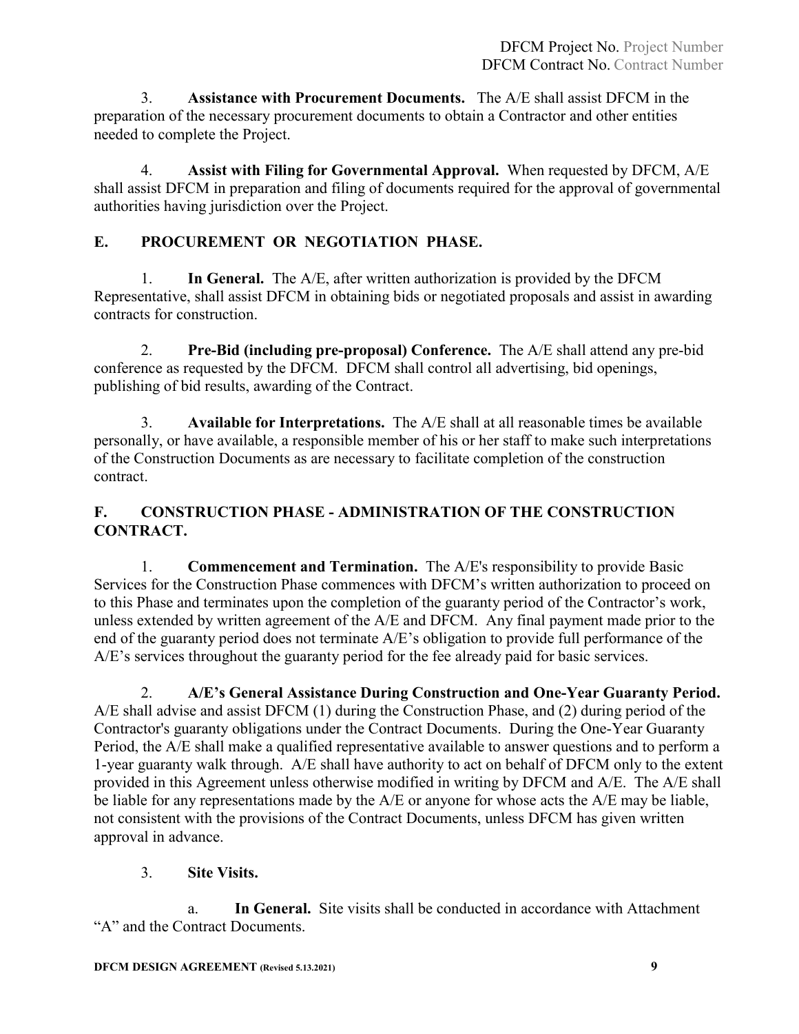3. **Assistance with Procurement Documents.** The A/E shall assist DFCM in the preparation of the necessary procurement documents to obtain a Contractor and other entities needed to complete the Project.

4. **Assist with Filing for Governmental Approval.** When requested by DFCM, A/E shall assist DFCM in preparation and filing of documents required for the approval of governmental authorities having jurisdiction over the Project.

## E. PROCUREMENT OR NEGOTIATION PHASE.

1. **In General.** The A/E, after written authorization is provided by the DFCM Representative, shall assist DFCM in obtaining bids or negotiated proposals and assist in awarding contracts for construction.

2. **Pre-Bid (including pre-proposal) Conference.** The A/E shall attend any pre-bid conference as requested by the DFCM. DFCM shall control all advertising, bid openings, publishing of bid results, awarding of the Contract.

3. **Available for Interpretations.** The A/E shall at all reasonable times be available personally, or have available, a responsible member of his or her staff to make such interpretations of the Construction Documents as are necessary to facilitate completion of the construction contract.

## F. CONSTRUCTION PHASE - ADMINISTRATION OF THE CONSTRUCTION CONTRACT.

1. **Commencement and Termination.** The A/E's responsibility to provide Basic Services for the Construction Phase commences with DFCM's written authorization to proceed on to this Phase and terminates upon the completion of the guaranty period of the Contractor's work, unless extended by written agreement of the A/E and DFCM. Any final payment made prior to the end of the guaranty period does not terminate A/E's obligation to provide full performance of the A/E's services throughout the guaranty period for the fee already paid for basic services.

2. **A/E's General Assistance During Construction and One-Year Guaranty Period.** A/E shall advise and assist DFCM (1) during the Construction Phase, and (2) during period of the Contractor's guaranty obligations under the Contract Documents. During the One-Year Guaranty Period, the A/E shall make a qualified representative available to answer questions and to perform a 1-year guaranty walk through. A/E shall have authority to act on behalf of DFCM only to the extent provided in this Agreement unless otherwise modified in writing by DFCM and A/E. The A/E shall be liable for any representations made by the A/E or anyone for whose acts the A/E may be liable, not consistent with the provisions of the Contract Documents, unless DFCM has given written approval in advance.

3. **Site Visits.**

a. **In General.** Site visits shall be conducted in accordance with Attachment "A" and the Contract Documents.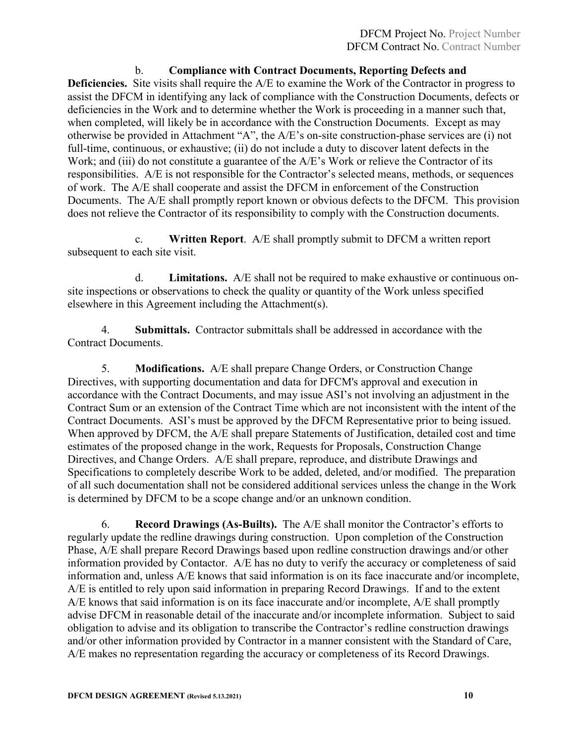b. **Compliance with Contract Documents, Reporting Defects and Deficiencies.** Site visits shall require the A/E to examine the Work of the Contractor in progress to assist the DFCM in identifying any lack of compliance with the Construction Documents, defects or deficiencies in the Work and to determine whether the Work is proceeding in a manner such that, when completed, will likely be in accordance with the Construction Documents. Except as may otherwise be provided in Attachment "A", the A/E's on-site construction-phase services are (i) not full-time, continuous, or exhaustive; (ii) do not include a duty to discover latent defects in the Work; and (iii) do not constitute a guarantee of the A/E's Work or relieve the Contractor of its responsibilities. A/E is not responsible for the Contractor's selected means, methods, or sequences of work. The A/E shall cooperate and assist the DFCM in enforcement of the Construction Documents. The A/E shall promptly report known or obvious defects to the DFCM. This provision does not relieve the Contractor of its responsibility to comply with the Construction documents.

c. **Written Report**. A/E shall promptly submit to DFCM a written report subsequent to each site visit.

d. **Limitations.** A/E shall not be required to make exhaustive or continuous on-site inspections or observations to check the quality or quantity of the Work unless specified elsewhere in this Agreement including the Attachment(s).

4. **Submittals.** Contractor submittals shall be addressed in accordance with the Contract Documents.

5. **Modifications.** A/E shall prepare Change Orders, or Construction Change Directives, with supporting documentation and data for DFCM's approval and execution in accordance with the Contract Documents, and may issue ASI's not involving an adjustment in the Contract Sum or an extension of the Contract Time which are not inconsistent with the intent of the Contract Documents. ASI's must be approved by the DFCM Representative prior to being issued. When approved by DFCM, the A/E shall prepare Statements of Justification, detailed cost and time estimates of the proposed change in the work, Requests for Proposals, Construction Change Directives, and Change Orders. A/E shall prepare, reproduce, and distribute Drawings and Specifications to completely describe Work to be added, deleted, and/or modified. The preparation of all such documentation shall not be considered additional services unless the change in the Work is determined by DFCM to be a scope change and/or an unknown condition.

6. **Record Drawings (As-Builts).** The A/E shall monitor the Contractor's efforts to regularly update the redline drawings during construction. Upon completion of the Construction Phase, A/E shall prepare Record Drawings based upon redline construction drawings and/or other information provided by Contactor. A/E has no duty to verify the accuracy or completeness of said information and, unless A/E knows that said information is on its face inaccurate and/or incomplete, A/E is entitled to rely upon said information in preparing Record Drawings. If and to the extent A/E knows that said information is on its face inaccurate and/or incomplete, A/E shall promptly advise DFCM in reasonable detail of the inaccurate and/or incomplete information. Subject to said obligation to advise and its obligation to transcribe the Contractor's redline construction drawings and/or other information provided by Contractor in a manner consistent with the Standard of Care, A/E makes no representation regarding the accuracy or completeness of its Record Drawings.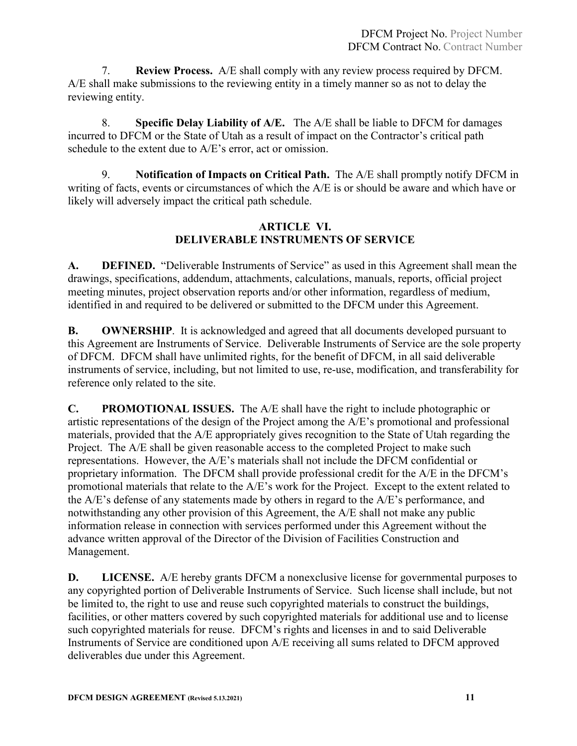7. **Review Process.** A/E shall comply with any review process required by DFCM. A/E shall make submissions to the reviewing entity in a timely manner so as not to delay the reviewing entity.

8. **Specific Delay Liability of A/E.** The A/E shall be liable to DFCM for damages incurred to DFCM or the State of Utah as a result of impact on the Contractor's critical path schedule to the extent due to A/E's error, act or omission.

9. **Notification of Impacts on Critical Path.** The A/E shall promptly notify DFCM in writing of facts, events or circumstances of which the A/E is or should be aware and which have or likely will adversely impact the critical path schedule.

## ARTICLE VI.
## DELIVERABLE INSTRUMENTS OF SERVICE

**A. DEFINED.** "Deliverable Instruments of Service" as used in this Agreement shall mean the drawings, specifications, addendum, attachments, calculations, manuals, reports, official project meeting minutes, project observation reports and/or other information, regardless of medium, identified in and required to be delivered or submitted to the DFCM under this Agreement.

**B. OWNERSHIP**. It is acknowledged and agreed that all documents developed pursuant to this Agreement are Instruments of Service. Deliverable Instruments of Service are the sole property of DFCM. DFCM shall have unlimited rights, for the benefit of DFCM, in all said deliverable instruments of service, including, but not limited to use, re-use, modification, and transferability for reference only related to the site.

**C. PROMOTIONAL ISSUES.** The A/E shall have the right to include photographic or artistic representations of the design of the Project among the A/E's promotional and professional materials, provided that the A/E appropriately gives recognition to the State of Utah regarding the Project. The A/E shall be given reasonable access to the completed Project to make such representations. However, the A/E's materials shall not include the DFCM confidential or proprietary information. The DFCM shall provide professional credit for the A/E in the DFCM's promotional materials that relate to the A/E's work for the Project. Except to the extent related to the A/E's defense of any statements made by others in regard to the A/E's performance, and notwithstanding any other provision of this Agreement, the A/E shall not make any public information release in connection with services performed under this Agreement without the advance written approval of the Director of the Division of Facilities Construction and Management.

**D. LICENSE.** A/E hereby grants DFCM a nonexclusive license for governmental purposes to any copyrighted portion of Deliverable Instruments of Service. Such license shall include, but not be limited to, the right to use and reuse such copyrighted materials to construct the buildings, facilities, or other matters covered by such copyrighted materials for additional use and to license such copyrighted materials for reuse. DFCM's rights and licenses in and to said Deliverable Instruments of Service are conditioned upon A/E receiving all sums related to DFCM approved deliverables due under this Agreement.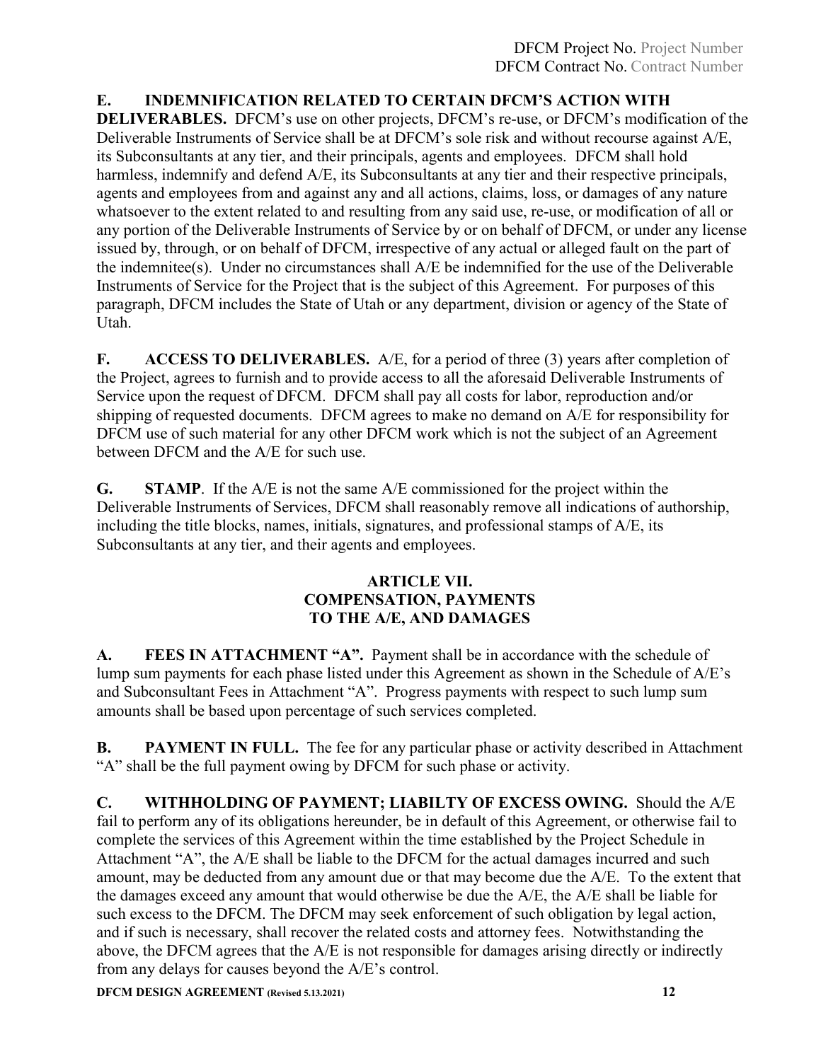**E. INDEMNIFICATION RELATED TO CERTAIN DFCM'S ACTION WITH DELIVERABLES.** DFCM's use on other projects, DFCM's re-use, or DFCM's modification of the Deliverable Instruments of Service shall be at DFCM's sole risk and without recourse against A/E, its Subconsultants at any tier, and their principals, agents and employees. DFCM shall hold harmless, indemnify and defend A/E, its Subconsultants at any tier and their respective principals, agents and employees from and against any and all actions, claims, loss, or damages of any nature whatsoever to the extent related to and resulting from any said use, re-use, or modification of all or any portion of the Deliverable Instruments of Service by or on behalf of DFCM, or under any license issued by, through, or on behalf of DFCM, irrespective of any actual or alleged fault on the part of the indemnitee(s). Under no circumstances shall A/E be indemnified for the use of the Deliverable Instruments of Service for the Project that is the subject of this Agreement. For purposes of this paragraph, DFCM includes the State of Utah or any department, division or agency of the State of Utah.

**F. ACCESS TO DELIVERABLES.** A/E, for a period of three (3) years after completion of the Project, agrees to furnish and to provide access to all the aforesaid Deliverable Instruments of Service upon the request of DFCM. DFCM shall pay all costs for labor, reproduction and/or shipping of requested documents. DFCM agrees to make no demand on A/E for responsibility for DFCM use of such material for any other DFCM work which is not the subject of an Agreement between DFCM and the A/E for such use.

**G. STAMP**. If the A/E is not the same A/E commissioned for the project within the Deliverable Instruments of Services, DFCM shall reasonably remove all indications of authorship, including the title blocks, names, initials, signatures, and professional stamps of A/E, its Subconsultants at any tier, and their agents and employees.

## ARTICLE VII. COMPENSATION, PAYMENTS TO THE A/E, AND DAMAGES

**A. FEES IN ATTACHMENT "A".** Payment shall be in accordance with the schedule of lump sum payments for each phase listed under this Agreement as shown in the Schedule of A/E's and Subconsultant Fees in Attachment "A". Progress payments with respect to such lump sum amounts shall be based upon percentage of such services completed.

**B. PAYMENT IN FULL.** The fee for any particular phase or activity described in Attachment "A" shall be the full payment owing by DFCM for such phase or activity.

**C. WITHHOLDING OF PAYMENT; LIABILTY OF EXCESS OWING.** Should the A/E fail to perform any of its obligations hereunder, be in default of this Agreement, or otherwise fail to complete the services of this Agreement within the time established by the Project Schedule in Attachment "A", the A/E shall be liable to the DFCM for the actual damages incurred and such amount, may be deducted from any amount due or that may become due the A/E. To the extent that the damages exceed any amount that would otherwise be due the A/E, the A/E shall be liable for such excess to the DFCM. The DFCM may seek enforcement of such obligation by legal action, and if such is necessary, shall recover the related costs and attorney fees. Notwithstanding the above, the DFCM agrees that the A/E is not responsible for damages arising directly or indirectly from any delays for causes beyond the A/E's control.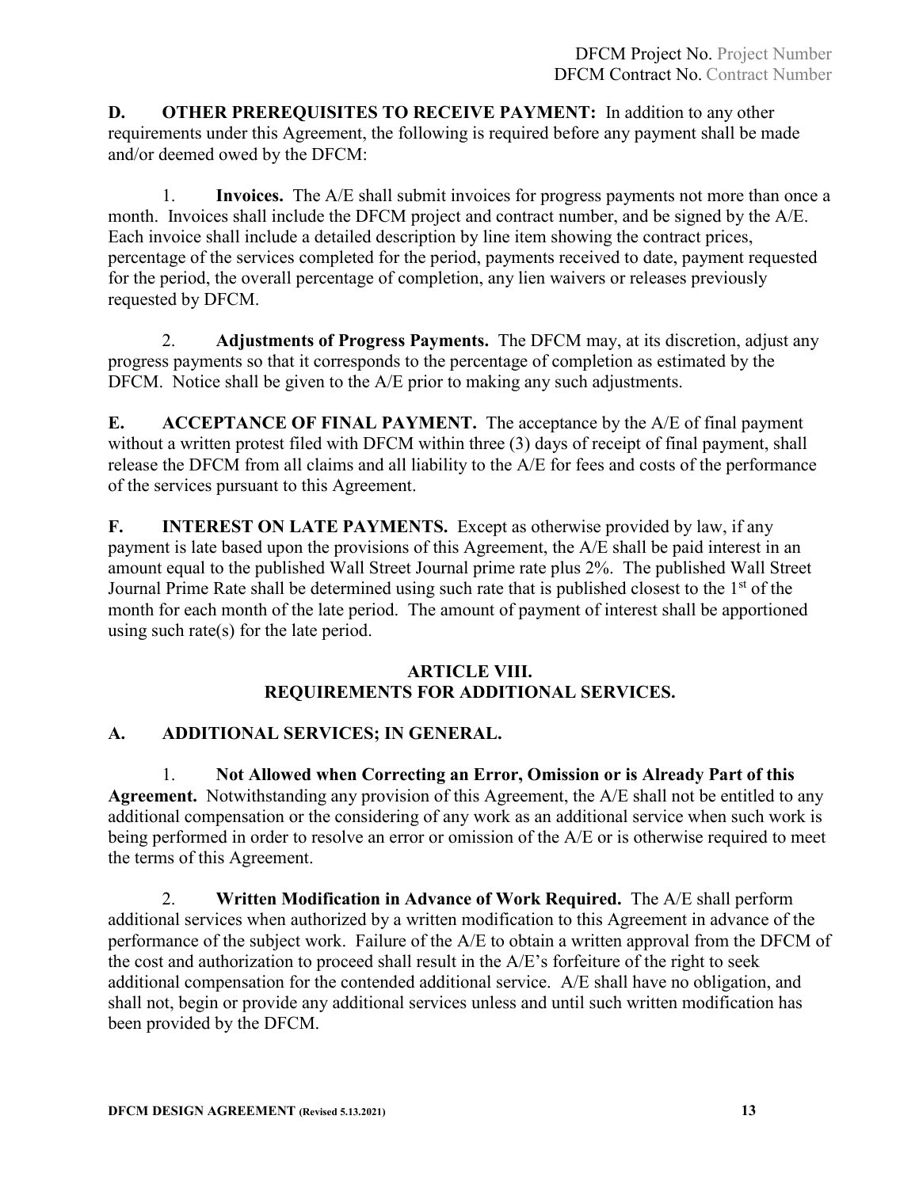**D. OTHER PREREQUISITES TO RECEIVE PAYMENT:** In addition to any other requirements under this Agreement, the following is required before any payment shall be made and/or deemed owed by the DFCM:

1. **Invoices.** The A/E shall submit invoices for progress payments not more than once a month. Invoices shall include the DFCM project and contract number, and be signed by the A/E. Each invoice shall include a detailed description by line item showing the contract prices, percentage of the services completed for the period, payments received to date, payment requested for the period, the overall percentage of completion, any lien waivers or releases previously requested by DFCM.

2. **Adjustments of Progress Payments.** The DFCM may, at its discretion, adjust any progress payments so that it corresponds to the percentage of completion as estimated by the DFCM. Notice shall be given to the A/E prior to making any such adjustments.

**E. ACCEPTANCE OF FINAL PAYMENT.** The acceptance by the A/E of final payment without a written protest filed with DFCM within three (3) days of receipt of final payment, shall release the DFCM from all claims and all liability to the A/E for fees and costs of the performance of the services pursuant to this Agreement.

**F. INTEREST ON LATE PAYMENTS.** Except as otherwise provided by law, if any payment is late based upon the provisions of this Agreement, the A/E shall be paid interest in an amount equal to the published Wall Street Journal prime rate plus 2%. The published Wall Street Journal Prime Rate shall be determined using such rate that is published closest to the 1st of the month for each month of the late period. The amount of payment of interest shall be apportioned using such rate(s) for the late period.

## ARTICLE VIII.
## REQUIREMENTS FOR ADDITIONAL SERVICES.

### A. ADDITIONAL SERVICES; IN GENERAL.

1. **Not Allowed when Correcting an Error, Omission or is Already Part of this Agreement.** Notwithstanding any provision of this Agreement, the A/E shall not be entitled to any additional compensation or the considering of any work as an additional service when such work is being performed in order to resolve an error or omission of the A/E or is otherwise required to meet the terms of this Agreement.

2. **Written Modification in Advance of Work Required.** The A/E shall perform additional services when authorized by a written modification to this Agreement in advance of the performance of the subject work. Failure of the A/E to obtain a written approval from the DFCM of the cost and authorization to proceed shall result in the A/E's forfeiture of the right to seek additional compensation for the contended additional service. A/E shall have no obligation, and shall not, begin or provide any additional services unless and until such written modification has been provided by the DFCM.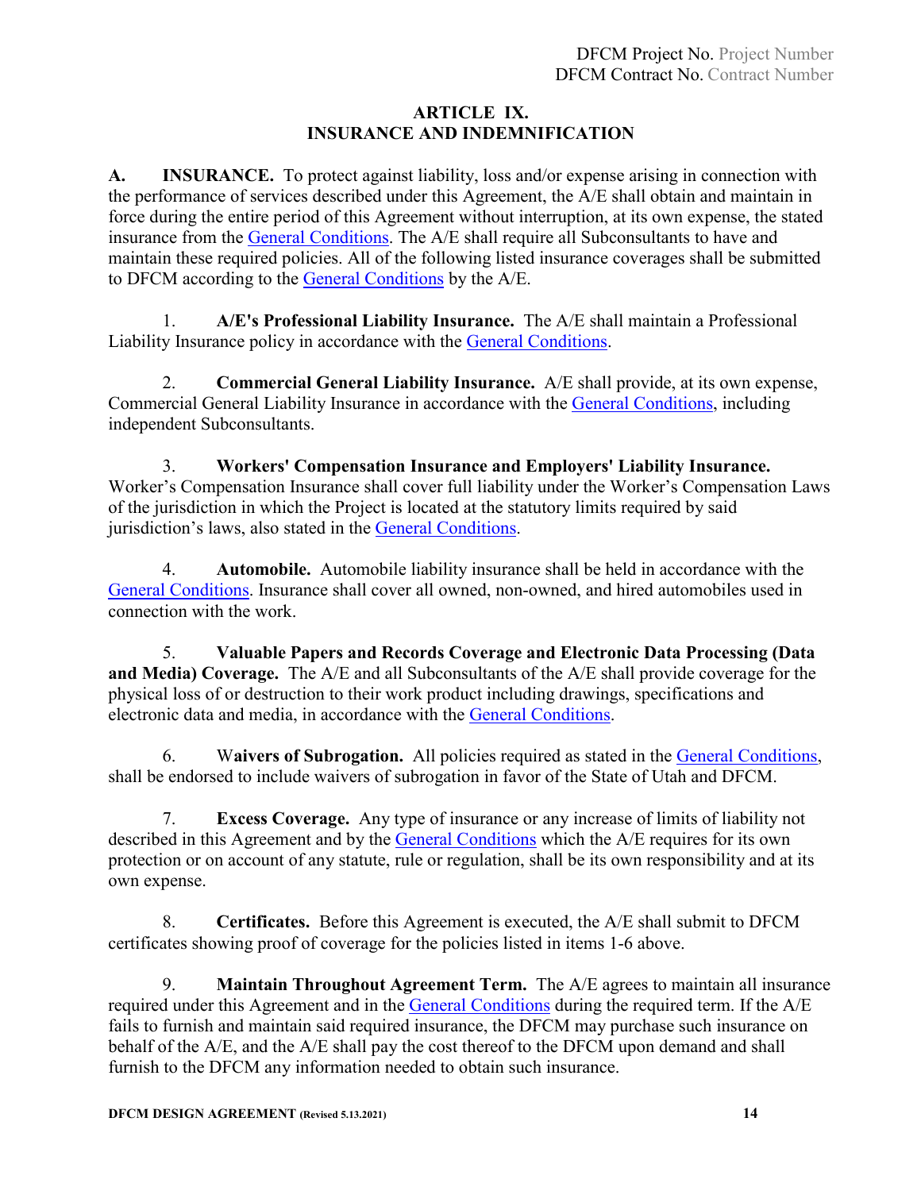## ARTICLE IX.
## INSURANCE AND INDEMNIFICATION

**A. INSURANCE.** To protect against liability, loss and/or expense arising in connection with the performance of services described under this Agreement, the A/E shall obtain and maintain in force during the entire period of this Agreement without interruption, at its own expense, the stated insurance from the General Conditions. The A/E shall require all Subconsultants to have and maintain these required policies. All of the following listed insurance coverages shall be submitted to DFCM according to the General Conditions by the A/E.

1. **A/E's Professional Liability Insurance.** The A/E shall maintain a Professional Liability Insurance policy in accordance with the General Conditions.

2. **Commercial General Liability Insurance.** A/E shall provide, at its own expense, Commercial General Liability Insurance in accordance with the General Conditions, including independent Subconsultants.

3. **Workers' Compensation Insurance and Employers' Liability Insurance.** Worker's Compensation Insurance shall cover full liability under the Worker's Compensation Laws of the jurisdiction in which the Project is located at the statutory limits required by said jurisdiction's laws, also stated in the General Conditions.

4. **Automobile.** Automobile liability insurance shall be held in accordance with the General Conditions. Insurance shall cover all owned, non-owned, and hired automobiles used in connection with the work.

5. **Valuable Papers and Records Coverage and Electronic Data Processing (Data and Media) Coverage.** The A/E and all Subconsultants of the A/E shall provide coverage for the physical loss of or destruction to their work product including drawings, specifications and electronic data and media, in accordance with the General Conditions.

6. **Waivers of Subrogation.** All policies required as stated in the General Conditions, shall be endorsed to include waivers of subrogation in favor of the State of Utah and DFCM.

7. **Excess Coverage.** Any type of insurance or any increase of limits of liability not described in this Agreement and by the General Conditions which the A/E requires for its own protection or on account of any statute, rule or regulation, shall be its own responsibility and at its own expense.

8. **Certificates.** Before this Agreement is executed, the A/E shall submit to DFCM certificates showing proof of coverage for the policies listed in items 1-6 above.

9. **Maintain Throughout Agreement Term.** The A/E agrees to maintain all insurance required under this Agreement and in the General Conditions during the required term. If the A/E fails to furnish and maintain said required insurance, the DFCM may purchase such insurance on behalf of the A/E, and the A/E shall pay the cost thereof to the DFCM upon demand and shall furnish to the DFCM any information needed to obtain such insurance.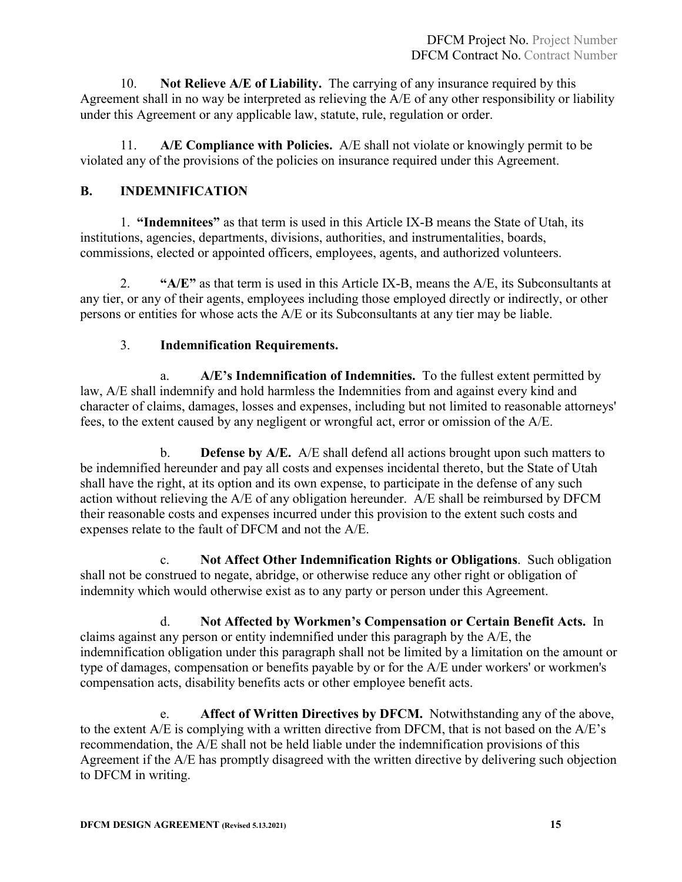10. **Not Relieve A/E of Liability.** The carrying of any insurance required by this Agreement shall in no way be interpreted as relieving the A/E of any other responsibility or liability under this Agreement or any applicable law, statute, rule, regulation or order.

11. **A/E Compliance with Policies.** A/E shall not violate or knowingly permit to be violated any of the provisions of the policies on insurance required under this Agreement.

## B. INDEMNIFICATION

1. **"Indemnitees"** as that term is used in this Article IX-B means the State of Utah, its institutions, agencies, departments, divisions, authorities, and instrumentalities, boards, commissions, elected or appointed officers, employees, agents, and authorized volunteers.

2. **"A/E"** as that term is used in this Article IX-B, means the A/E, its Subconsultants at any tier, or any of their agents, employees including those employed directly or indirectly, or other persons or entities for whose acts the A/E or its Subconsultants at any tier may be liable.

3. **Indemnification Requirements.**

a. **A/E's Indemnification of Indemnities.** To the fullest extent permitted by law, A/E shall indemnify and hold harmless the Indemnities from and against every kind and character of claims, damages, losses and expenses, including but not limited to reasonable attorneys' fees, to the extent caused by any negligent or wrongful act, error or omission of the A/E.

b. **Defense by A/E.** A/E shall defend all actions brought upon such matters to be indemnified hereunder and pay all costs and expenses incidental thereto, but the State of Utah shall have the right, at its option and its own expense, to participate in the defense of any such action without relieving the A/E of any obligation hereunder. A/E shall be reimbursed by DFCM their reasonable costs and expenses incurred under this provision to the extent such costs and expenses relate to the fault of DFCM and not the A/E.

c. **Not Affect Other Indemnification Rights or Obligations**. Such obligation shall not be construed to negate, abridge, or otherwise reduce any other right or obligation of indemnity which would otherwise exist as to any party or person under this Agreement.

d. **Not Affected by Workmen's Compensation or Certain Benefit Acts.** In claims against any person or entity indemnified under this paragraph by the A/E, the indemnification obligation under this paragraph shall not be limited by a limitation on the amount or type of damages, compensation or benefits payable by or for the A/E under workers' or workmen's compensation acts, disability benefits acts or other employee benefit acts.

e. **Affect of Written Directives by DFCM.** Notwithstanding any of the above, to the extent A/E is complying with a written directive from DFCM, that is not based on the A/E's recommendation, the A/E shall not be held liable under the indemnification provisions of this Agreement if the A/E has promptly disagreed with the written directive by delivering such objection to DFCM in writing.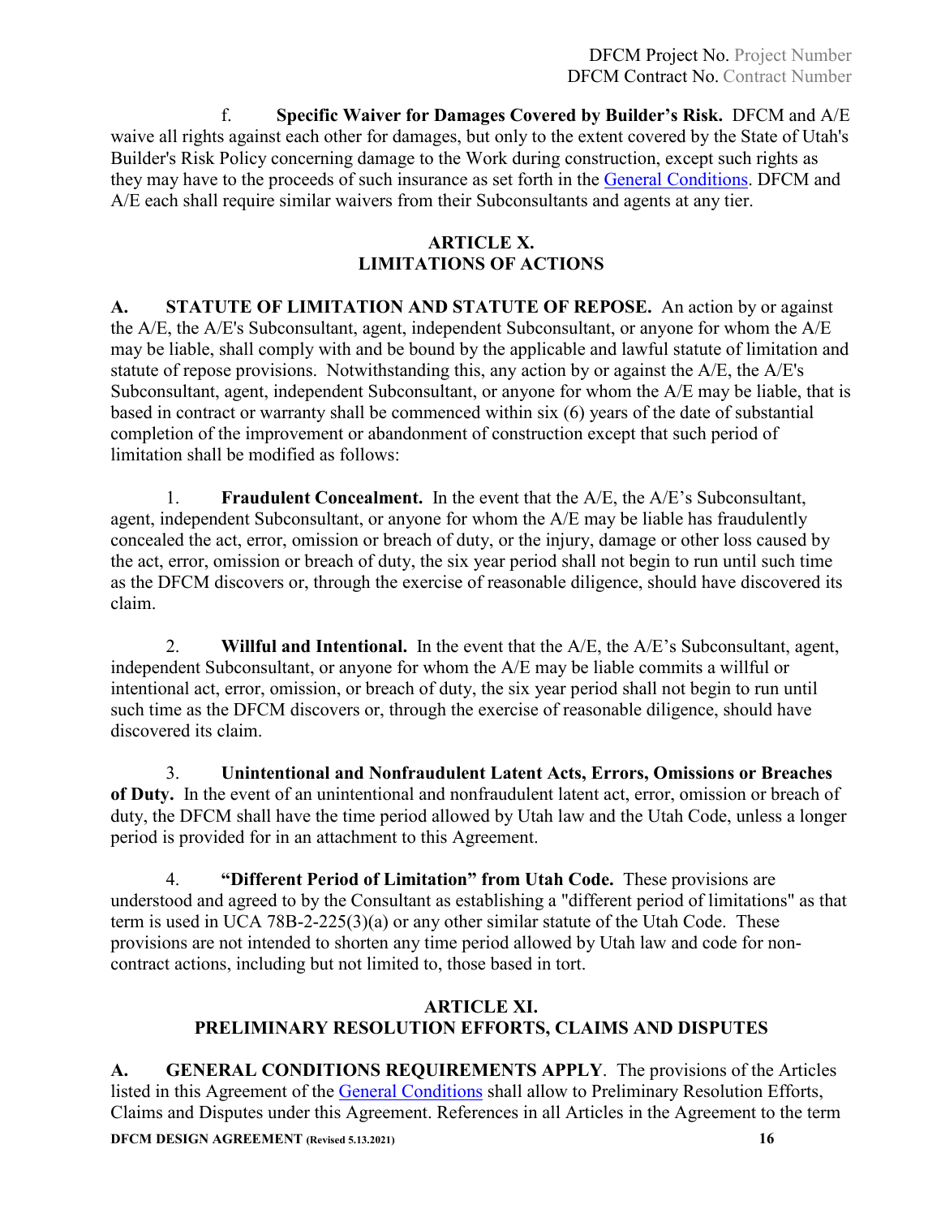f. **Specific Waiver for Damages Covered by Builder's Risk.** DFCM and A/E waive all rights against each other for damages, but only to the extent covered by the State of Utah's Builder's Risk Policy concerning damage to the Work during construction, except such rights as they may have to the proceeds of such insurance as set forth in the General Conditions. DFCM and A/E each shall require similar waivers from their Subconsultants and agents at any tier.

## ARTICLE X.
## LIMITATIONS OF ACTIONS

**A. STATUTE OF LIMITATION AND STATUTE OF REPOSE.** An action by or against the A/E, the A/E's Subconsultant, agent, independent Subconsultant, or anyone for whom the A/E may be liable, shall comply with and be bound by the applicable and lawful statute of limitation and statute of repose provisions. Notwithstanding this, any action by or against the A/E, the A/E's Subconsultant, agent, independent Subconsultant, or anyone for whom the A/E may be liable, that is based in contract or warranty shall be commenced within six (6) years of the date of substantial completion of the improvement or abandonment of construction except that such period of limitation shall be modified as follows:

1. **Fraudulent Concealment.** In the event that the A/E, the A/E's Subconsultant, agent, independent Subconsultant, or anyone for whom the A/E may be liable has fraudulently concealed the act, error, omission or breach of duty, or the injury, damage or other loss caused by the act, error, omission or breach of duty, the six year period shall not begin to run until such time as the DFCM discovers or, through the exercise of reasonable diligence, should have discovered its claim.

2. **Willful and Intentional.** In the event that the A/E, the A/E's Subconsultant, agent, independent Subconsultant, or anyone for whom the A/E may be liable commits a willful or intentional act, error, omission, or breach of duty, the six year period shall not begin to run until such time as the DFCM discovers or, through the exercise of reasonable diligence, should have discovered its claim.

3. **Unintentional and Nonfraudulent Latent Acts, Errors, Omissions or Breaches of Duty.** In the event of an unintentional and nonfraudulent latent act, error, omission or breach of duty, the DFCM shall have the time period allowed by Utah law and the Utah Code, unless a longer period is provided for in an attachment to this Agreement.

4. **"Different Period of Limitation" from Utah Code.** These provisions are understood and agreed to by the Consultant as establishing a "different period of limitations" as that term is used in UCA 78B-2-225(3)(a) or any other similar statute of the Utah Code. These provisions are not intended to shorten any time period allowed by Utah law and code for non-contract actions, including but not limited to, those based in tort.

## ARTICLE XI.
## PRELIMINARY RESOLUTION EFFORTS, CLAIMS AND DISPUTES

**A. GENERAL CONDITIONS REQUIREMENTS APPLY**. The provisions of the Articles listed in this Agreement of the General Conditions shall allow to Preliminary Resolution Efforts, Claims and Disputes under this Agreement. References in all Articles in the Agreement to the term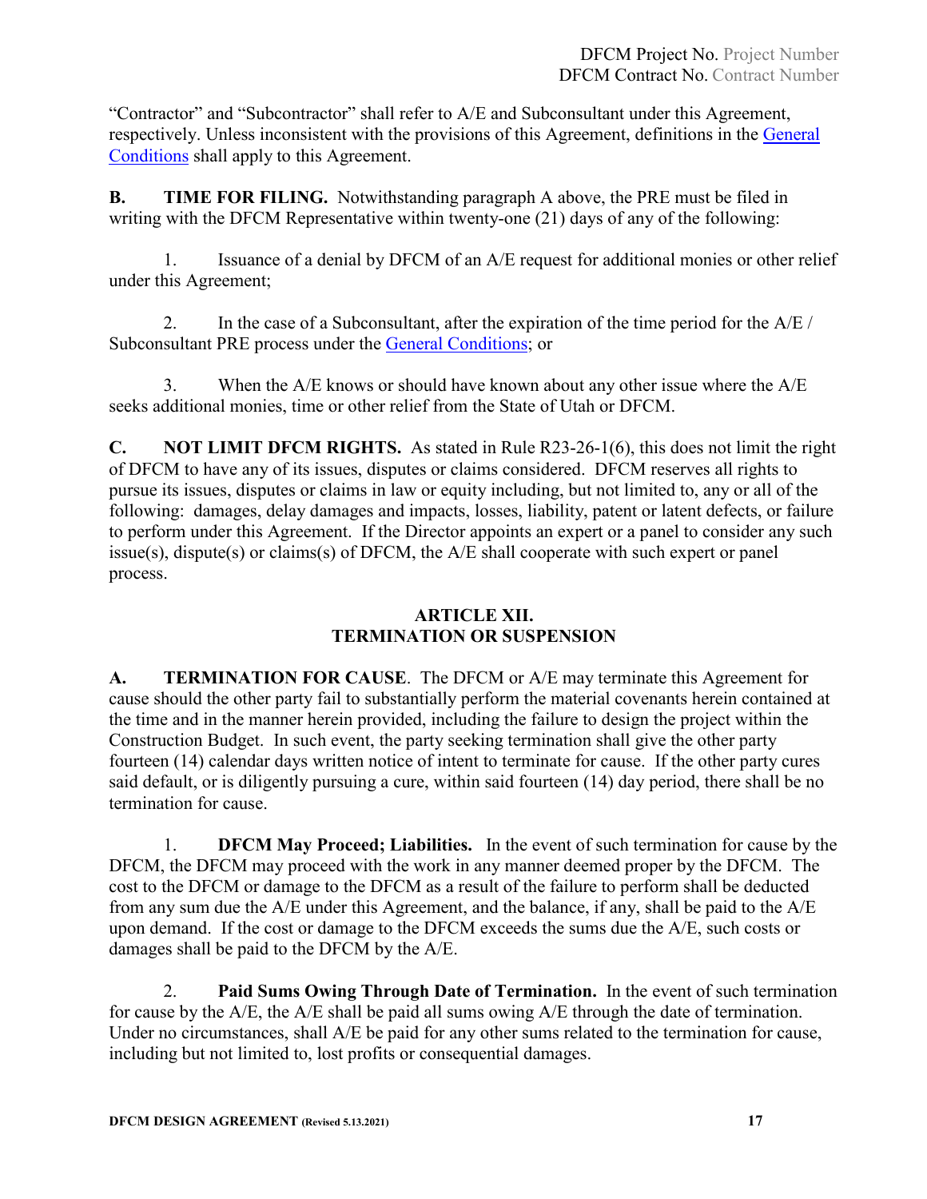"Contractor" and "Subcontractor" shall refer to A/E and Subconsultant under this Agreement, respectively. Unless inconsistent with the provisions of this Agreement, definitions in the General Conditions shall apply to this Agreement.

**B. TIME FOR FILING.** Notwithstanding paragraph A above, the PRE must be filed in writing with the DFCM Representative within twenty-one (21) days of any of the following:

1. Issuance of a denial by DFCM of an A/E request for additional monies or other relief under this Agreement;

2. In the case of a Subconsultant, after the expiration of the time period for the A/E / Subconsultant PRE process under the General Conditions; or

3. When the A/E knows or should have known about any other issue where the A/E seeks additional monies, time or other relief from the State of Utah or DFCM.

**C. NOT LIMIT DFCM RIGHTS.** As stated in Rule R23-26-1(6), this does not limit the right of DFCM to have any of its issues, disputes or claims considered. DFCM reserves all rights to pursue its issues, disputes or claims in law or equity including, but not limited to, any or all of the following: damages, delay damages and impacts, losses, liability, patent or latent defects, or failure to perform under this Agreement. If the Director appoints an expert or a panel to consider any such issue(s), dispute(s) or claims(s) of DFCM, the A/E shall cooperate with such expert or panel process.

## ARTICLE XII.
## TERMINATION OR SUSPENSION

**A. TERMINATION FOR CAUSE**. The DFCM or A/E may terminate this Agreement for cause should the other party fail to substantially perform the material covenants herein contained at the time and in the manner herein provided, including the failure to design the project within the Construction Budget. In such event, the party seeking termination shall give the other party fourteen (14) calendar days written notice of intent to terminate for cause. If the other party cures said default, or is diligently pursuing a cure, within said fourteen (14) day period, there shall be no termination for cause.

1. **DFCM May Proceed; Liabilities.** In the event of such termination for cause by the DFCM, the DFCM may proceed with the work in any manner deemed proper by the DFCM. The cost to the DFCM or damage to the DFCM as a result of the failure to perform shall be deducted from any sum due the A/E under this Agreement, and the balance, if any, shall be paid to the A/E upon demand. If the cost or damage to the DFCM exceeds the sums due the A/E, such costs or damages shall be paid to the DFCM by the A/E.

2. **Paid Sums Owing Through Date of Termination.** In the event of such termination for cause by the A/E, the A/E shall be paid all sums owing A/E through the date of termination. Under no circumstances, shall A/E be paid for any other sums related to the termination for cause, including but not limited to, lost profits or consequential damages.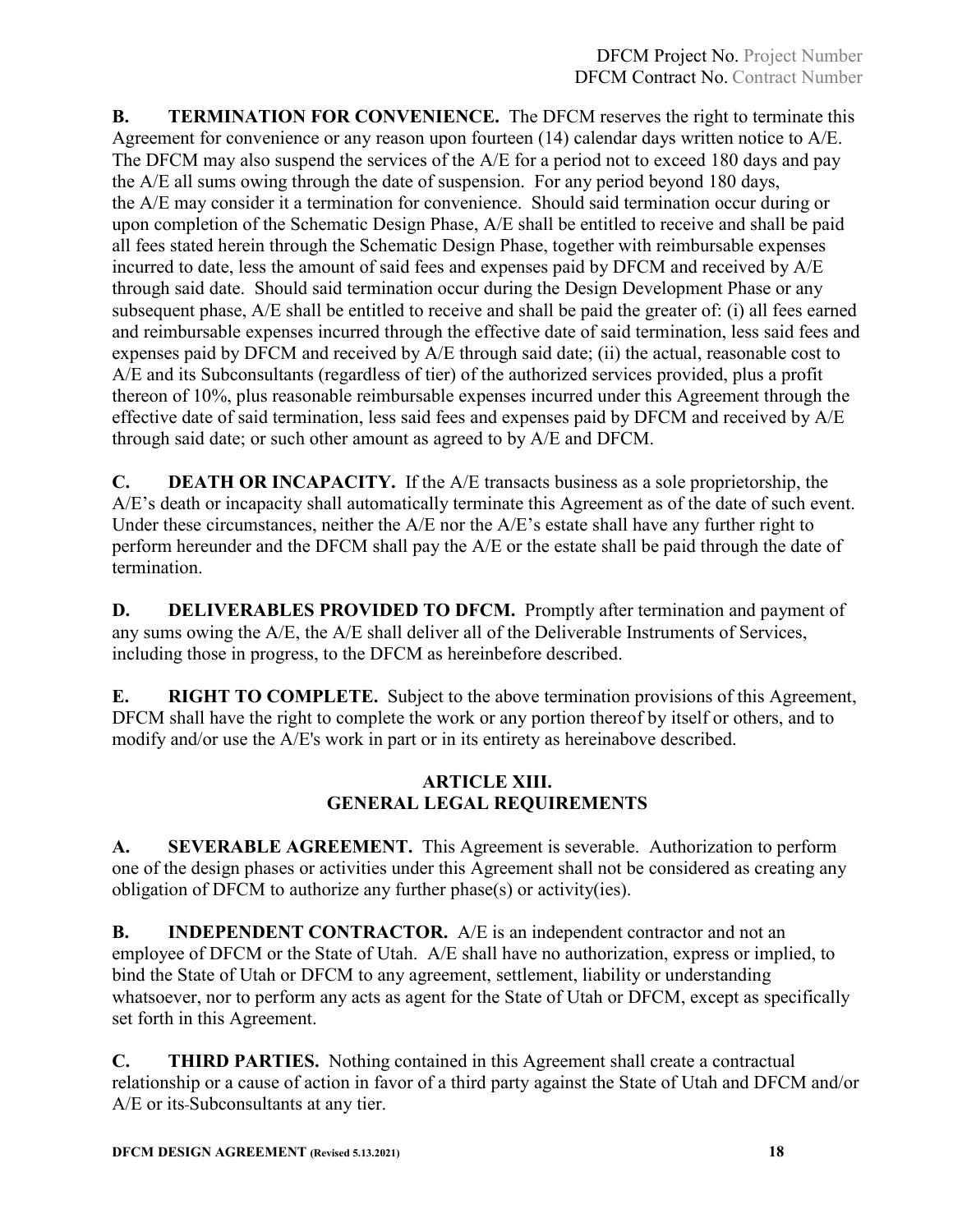**B. TERMINATION FOR CONVENIENCE.** The DFCM reserves the right to terminate this Agreement for convenience or any reason upon fourteen (14) calendar days written notice to A/E. The DFCM may also suspend the services of the A/E for a period not to exceed 180 days and pay the A/E all sums owing through the date of suspension. For any period beyond 180 days, the A/E may consider it a termination for convenience. Should said termination occur during or upon completion of the Schematic Design Phase, A/E shall be entitled to receive and shall be paid all fees stated herein through the Schematic Design Phase, together with reimbursable expenses incurred to date, less the amount of said fees and expenses paid by DFCM and received by A/E through said date. Should said termination occur during the Design Development Phase or any subsequent phase, A/E shall be entitled to receive and shall be paid the greater of: (i) all fees earned and reimbursable expenses incurred through the effective date of said termination, less said fees and expenses paid by DFCM and received by A/E through said date; (ii) the actual, reasonable cost to A/E and its Subconsultants (regardless of tier) of the authorized services provided, plus a profit thereon of 10%, plus reasonable reimbursable expenses incurred under this Agreement through the effective date of said termination, less said fees and expenses paid by DFCM and received by A/E through said date; or such other amount as agreed to by A/E and DFCM.

**C. DEATH OR INCAPACITY.** If the A/E transacts business as a sole proprietorship, the A/E's death or incapacity shall automatically terminate this Agreement as of the date of such event. Under these circumstances, neither the A/E nor the A/E's estate shall have any further right to perform hereunder and the DFCM shall pay the A/E or the estate shall be paid through the date of termination.

**D. DELIVERABLES PROVIDED TO DFCM.** Promptly after termination and payment of any sums owing the A/E, the A/E shall deliver all of the Deliverable Instruments of Services, including those in progress, to the DFCM as hereinbefore described.

**E. RIGHT TO COMPLETE.** Subject to the above termination provisions of this Agreement, DFCM shall have the right to complete the work or any portion thereof by itself or others, and to modify and/or use the A/E's work in part or in its entirety as hereinabove described.

## ARTICLE XIII.
## GENERAL LEGAL REQUIREMENTS

**A. SEVERABLE AGREEMENT.** This Agreement is severable. Authorization to perform one of the design phases or activities under this Agreement shall not be considered as creating any obligation of DFCM to authorize any further phase(s) or activity(ies).

**B. INDEPENDENT CONTRACTOR.** A/E is an independent contractor and not an employee of DFCM or the State of Utah. A/E shall have no authorization, express or implied, to bind the State of Utah or DFCM to any agreement, settlement, liability or understanding whatsoever, nor to perform any acts as agent for the State of Utah or DFCM, except as specifically set forth in this Agreement.

**C. THIRD PARTIES.** Nothing contained in this Agreement shall create a contractual relationship or a cause of action in favor of a third party against the State of Utah and DFCM and/or A/E or its Subconsultants at any tier.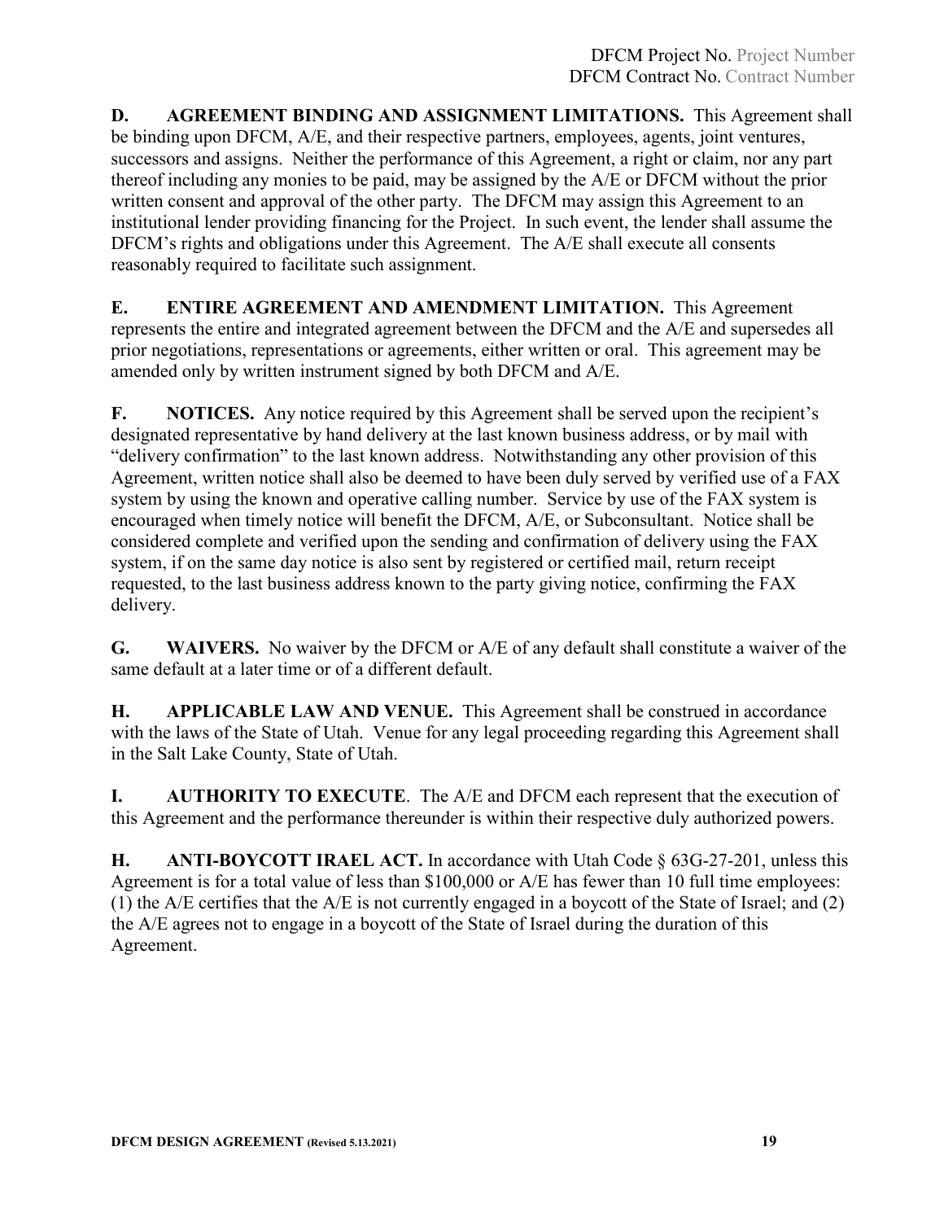**D. AGREEMENT BINDING AND ASSIGNMENT LIMITATIONS.** This Agreement shall be binding upon DFCM, A/E, and their respective partners, employees, agents, joint ventures, successors and assigns. Neither the performance of this Agreement, a right or claim, nor any part thereof including any monies to be paid, may be assigned by the A/E or DFCM without the prior written consent and approval of the other party. The DFCM may assign this Agreement to an institutional lender providing financing for the Project. In such event, the lender shall assume the DFCM's rights and obligations under this Agreement. The A/E shall execute all consents reasonably required to facilitate such assignment.

**E. ENTIRE AGREEMENT AND AMENDMENT LIMITATION.** This Agreement represents the entire and integrated agreement between the DFCM and the A/E and supersedes all prior negotiations, representations or agreements, either written or oral. This agreement may be amended only by written instrument signed by both DFCM and A/E.

**F. NOTICES.** Any notice required by this Agreement shall be served upon the recipient's designated representative by hand delivery at the last known business address, or by mail with "delivery confirmation" to the last known address. Notwithstanding any other provision of this Agreement, written notice shall also be deemed to have been duly served by verified use of a FAX system by using the known and operative calling number. Service by use of the FAX system is encouraged when timely notice will benefit the DFCM, A/E, or Subconsultant. Notice shall be considered complete and verified upon the sending and confirmation of delivery using the FAX system, if on the same day notice is also sent by registered or certified mail, return receipt requested, to the last business address known to the party giving notice, confirming the FAX delivery.

**G. WAIVERS.** No waiver by the DFCM or A/E of any default shall constitute a waiver of the same default at a later time or of a different default.

**H. APPLICABLE LAW AND VENUE.** This Agreement shall be construed in accordance with the laws of the State of Utah. Venue for any legal proceeding regarding this Agreement shall in the Salt Lake County, State of Utah.

**I. AUTHORITY TO EXECUTE**. The A/E and DFCM each represent that the execution of this Agreement and the performance thereunder is within their respective duly authorized powers.

**H. ANTI-BOYCOTT IRAEL ACT.** In accordance with Utah Code § 63G-27-201, unless this Agreement is for a total value of less than $100,000 or A/E has fewer than 10 full time employees: (1) the A/E certifies that the A/E is not currently engaged in a boycott of the State of Israel; and (2) the A/E agrees not to engage in a boycott of the State of Israel during the duration of this Agreement.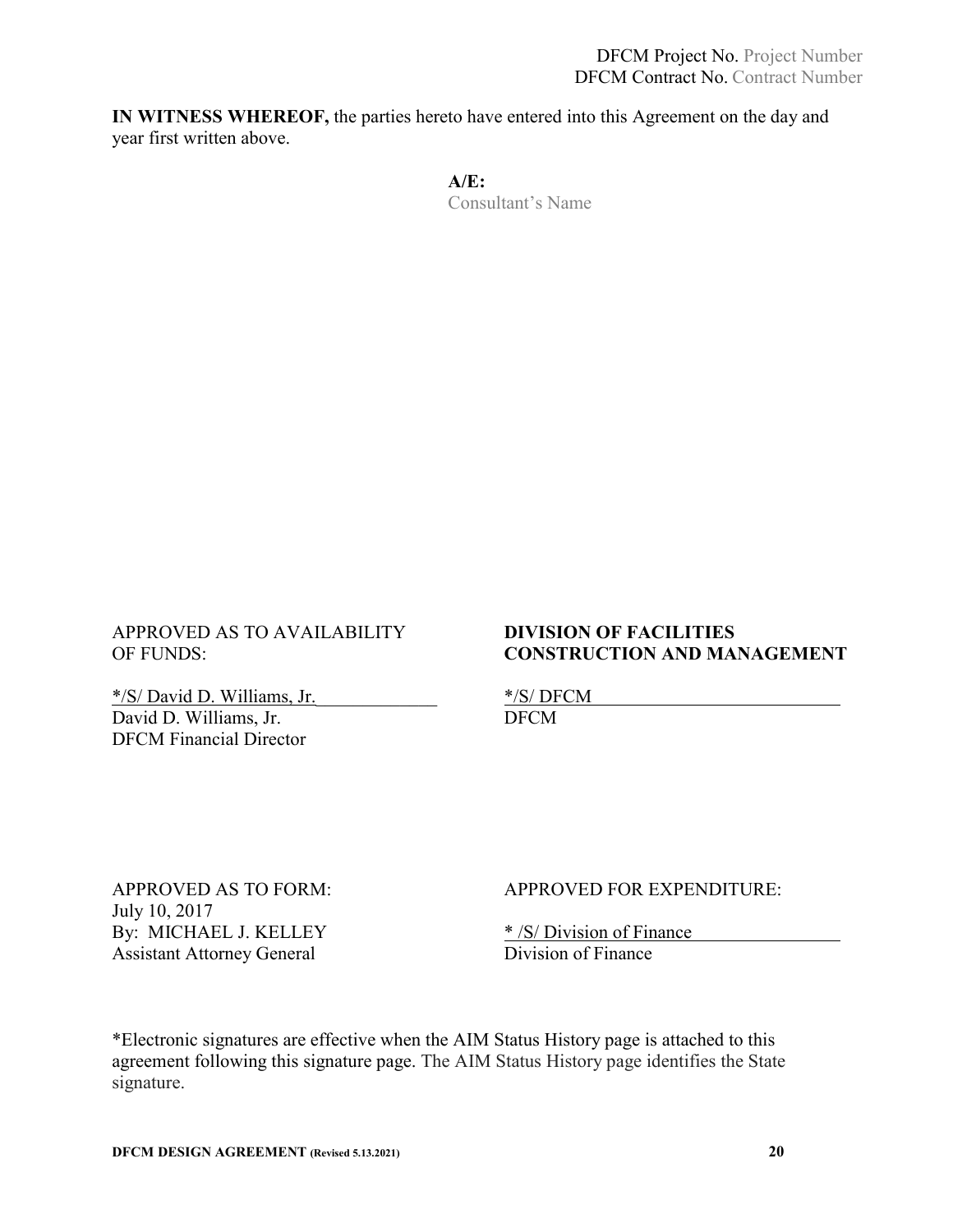DFCM Project No. Project Number
DFCM Contract No. Contract Number

**IN WITNESS WHEREOF,** the parties hereto have entered into this Agreement on the day and year first written above.

**A/E:**
Consultant's Name

APPROVED AS TO AVAILABILITY OF FUNDS:

*/S/ David D. Williams, Jr.
David D. Williams, Jr.
DFCM Financial Director

**DIVISION OF FACILITIES CONSTRUCTION AND MANAGEMENT**

*/S/ DFCM
DFCM

APPROVED AS TO FORM:
July 10, 2017
By: MICHAEL J. KELLEY
Assistant Attorney General

APPROVED FOR EXPENDITURE:

* /S/ Division of Finance
Division of Finance

*Electronic signatures are effective when the AIM Status History page is attached to this agreement following this signature page. The AIM Status History page identifies the State signature.

**DFCM DESIGN AGREEMENT (Revised 5.13.2021)**